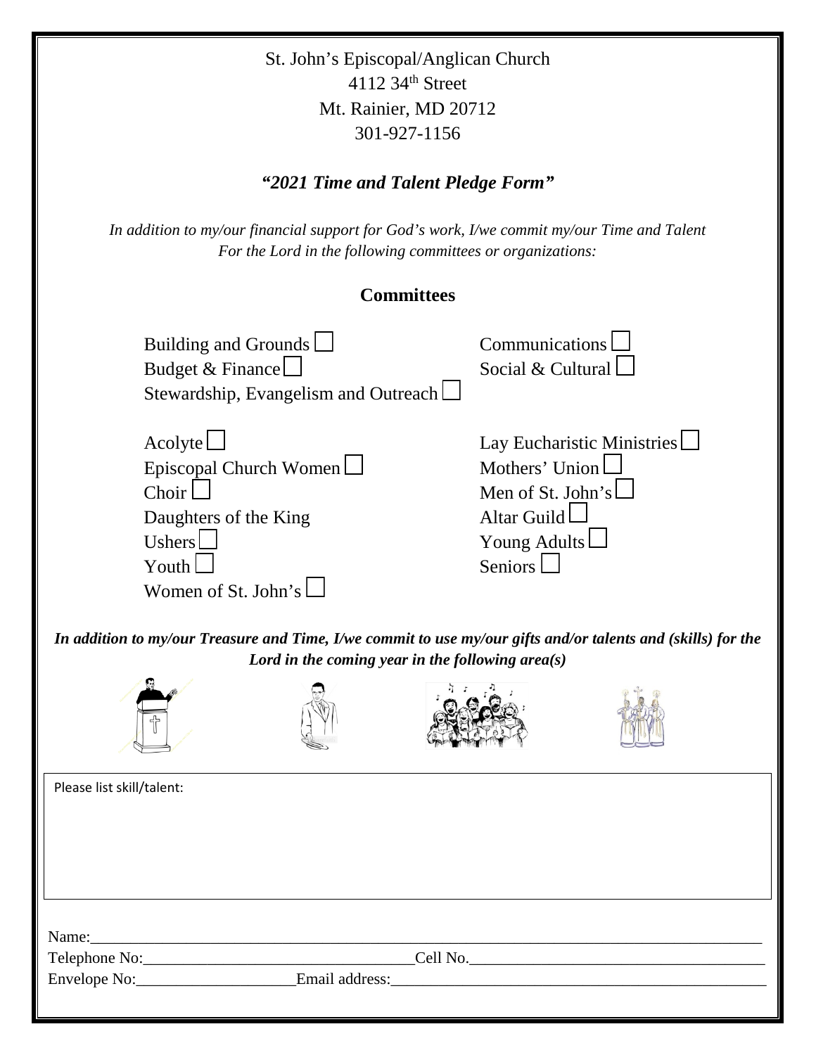St. John's Episcopal/Anglican Church

4112 34th Street

Mt. Rainier, MD 20712

301-927-1156

## *"2021 Time and Talent Pledge Form"*

*In addition to my/our financial support for God's work, I/we commit my/our Time and Talent For the Lord in the following committees or organizations:*

### Committees

- Building and Grounds ☐
- Budget & Finance ☐
- Stewardship, Evangelism and Outreach ☐
- Communications ☐
- Social & Cultural ☐

- Acolyte ☐
- Episcopal Church Women ☐
- Choir ☐
- Daughters of the King
- Ushers ☐
- Youth ☐
- Women of St. John's ☐
- Lay Eucharistic Ministries ☐
- Mothers' Union ☐
- Men of St. John's ☐
- Altar Guild ☐
- Young Adults ☐
- Seniors ☐

***In addition to my/our Treasure and Time, I/we commit to use my/our gifts and/or talents and (skills) for the Lord in the coming year in the following area(s)***

Please list skill/talent:

Name:\_\_\_\_\_\_\_\_\_\_\_\_\_\_\_\_\_\_\_\_\_\_\_\_\_\_\_\_\_\_\_\_\_\_\_\_\_\_\_\_\_\_\_\_\_\_\_\_

Telephone No:\_\_\_\_\_\_\_\_\_\_\_\_\_\_\_\_\_\_\_\_\_\_\_\_ Cell No.\_\_\_\_\_\_\_\_\_\_\_\_\_\_\_\_\_\_\_\_\_\_\_\_

Envelope No:\_\_\_\_\_\_\_\_\_\_\_\_\_\_\_\_ Email address:\_\_\_\_\_\_\_\_\_\_\_\_\_\_\_\_\_\_\_\_\_\_\_\_\_\_\_\_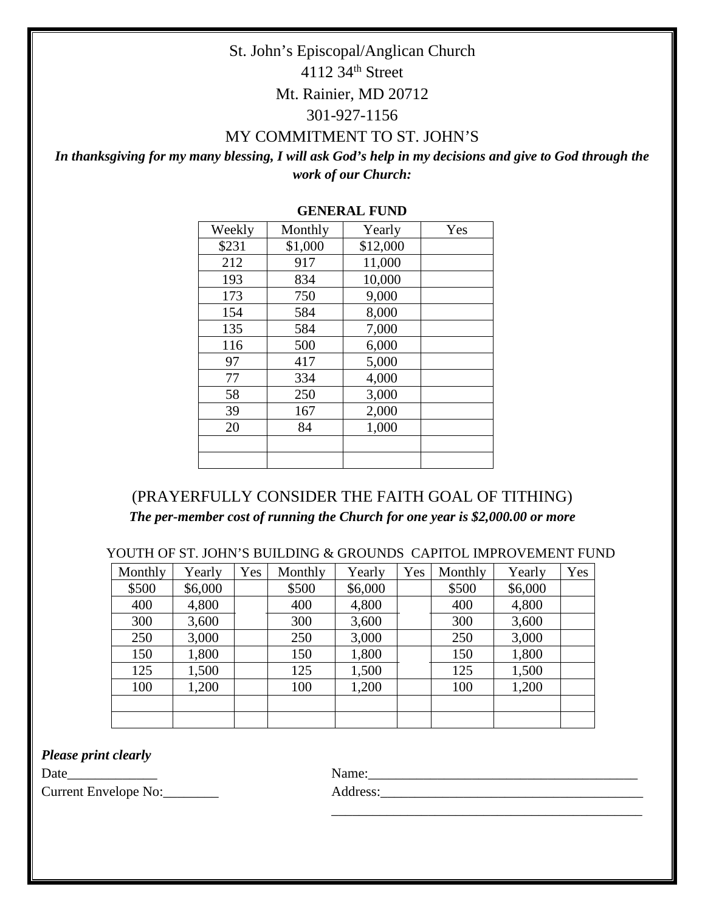St. John's Episcopal/Anglican Church

4112 34th Street

Mt. Rainier, MD 20712

301-927-1156

MY COMMITMENT TO ST. JOHN'S

***In thanksgiving for my many blessing, I will ask God's help in my decisions and give to God through the work of our Church:***

**GENERAL FUND**

| Weekly | Monthly | Yearly | Yes |
|---|---|---|---|
| $231 | $1,000 | $12,000 | |
| 212 | 917 | 11,000 | |
| 193 | 834 | 10,000 | |
| 173 | 750 | 9,000 | |
| 154 | 584 | 8,000 | |
| 135 | 584 | 7,000 | |
| 116 | 500 | 6,000 | |
| 97 | 417 | 5,000 | |
| 77 | 334 | 4,000 | |
| 58 | 250 | 3,000 | |
| 39 | 167 | 2,000 | |
| 20 | 84 | 1,000 | |
| | | | |
| | | | |

(PRAYERFULLY CONSIDER THE FAITH GOAL OF TITHING)

***The per-member cost of running the Church for one year is $2,000.00 or more***

YOUTH OF ST. JOHN'S BUILDING & GROUNDS CAPITOL IMPROVEMENT FUND

| Monthly | Yearly | Yes | Monthly | Yearly | Yes | Monthly | Yearly | Yes |
|---|---|---|---|---|---|---|---|---|
| $500 | $6,000 | | $500 | $6,000 | | $500 | $6,000 | |
| 400 | 4,800 | | 400 | 4,800 | | 400 | 4,800 | |
| 300 | 3,600 | | 300 | 3,600 | | 300 | 3,600 | |
| 250 | 3,000 | | 250 | 3,000 | | 250 | 3,000 | |
| 150 | 1,800 | | 150 | 1,800 | | 150 | 1,800 | |
| 125 | 1,500 | | 125 | 1,500 | | 125 | 1,500 | |
| 100 | 1,200 | | 100 | 1,200 | | 100 | 1,200 | |
| | | | | | | | | |
| | | | | | | | | |

***Please print clearly***

Date_____________

Current Envelope No:________

Name:_______________________________________

Address:______________________________________

_____________________________________________